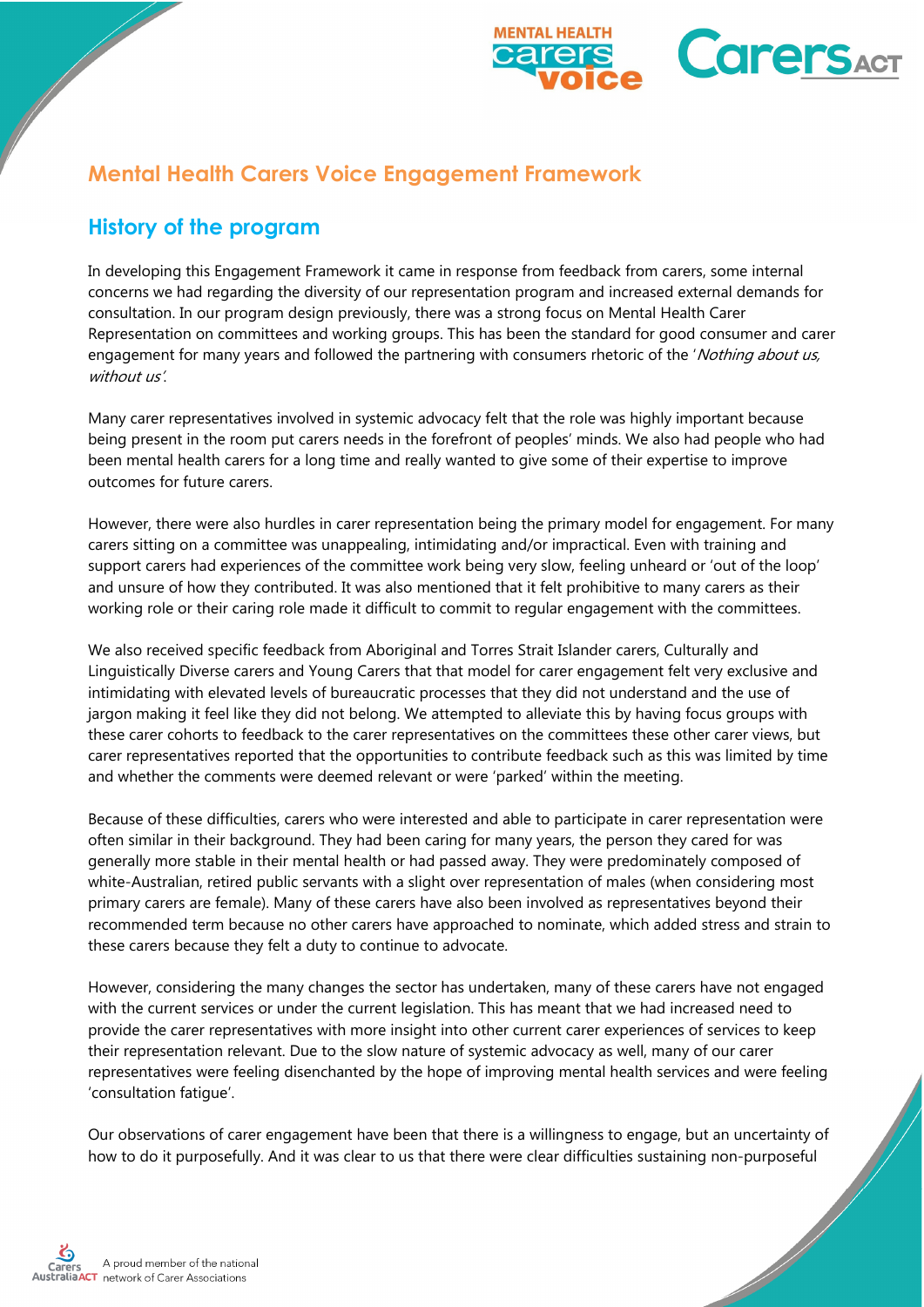# Mental Health Carers Voice Engagement Framework

## History of the program

In developing this Engagement Framework it came in response from feedback from carers, some internal concerns we had regarding the diversity of our representation program and increased external demands for consultation. In our program design previously, there was a strong focus on Mental Health Carer Representation on committees and working groups. This has been the standard for good consumer and carer engagement for many years and followed the partnering with consumers rhetoric of the '*Nothing about us, without us*'.

Many carer representatives involved in systemic advocacy felt that the role was highly important because being present in the room put carers needs in the forefront of peoples' minds. We also had people who had been mental health carers for a long time and really wanted to give some of their expertise to improve outcomes for future carers.

However, there were also hurdles in carer representation being the primary model for engagement. For many carers sitting on a committee was unappealing, intimidating and/or impractical. Even with training and support carers had experiences of the committee work being very slow, feeling unheard or 'out of the loop' and unsure of how they contributed. It was also mentioned that it felt prohibitive to many carers as their working role or their caring role made it difficult to commit to regular engagement with the committees.

We also received specific feedback from Aboriginal and Torres Strait Islander carers, Culturally and Linguistically Diverse carers and Young Carers that that model for carer engagement felt very exclusive and intimidating with elevated levels of bureaucratic processes that they did not understand and the use of jargon making it feel like they did not belong. We attempted to alleviate this by having focus groups with these carer cohorts to feedback to the carer representatives on the committees these other carer views, but carer representatives reported that the opportunities to contribute feedback such as this was limited by time and whether the comments were deemed relevant or were 'parked' within the meeting.

Because of these difficulties, carers who were interested and able to participate in carer representation were often similar in their background. They had been caring for many years, the person they cared for was generally more stable in their mental health or had passed away. They were predominately composed of white-Australian, retired public servants with a slight over representation of males (when considering most primary carers are female). Many of these carers have also been involved as representatives beyond their recommended term because no other carers have approached to nominate, which added stress and strain to these carers because they felt a duty to continue to advocate.

However, considering the many changes the sector has undertaken, many of these carers have not engaged with the current services or under the current legislation. This has meant that we had increased need to provide the carer representatives with more insight into other current carer experiences of services to keep their representation relevant. Due to the slow nature of systemic advocacy as well, many of our carer representatives were feeling disenchanted by the hope of improving mental health services and were feeling 'consultation fatigue'.

Our observations of carer engagement have been that there is a willingness to engage, but an uncertainty of how to do it purposefully. And it was clear to us that there were clear difficulties sustaining non-purposeful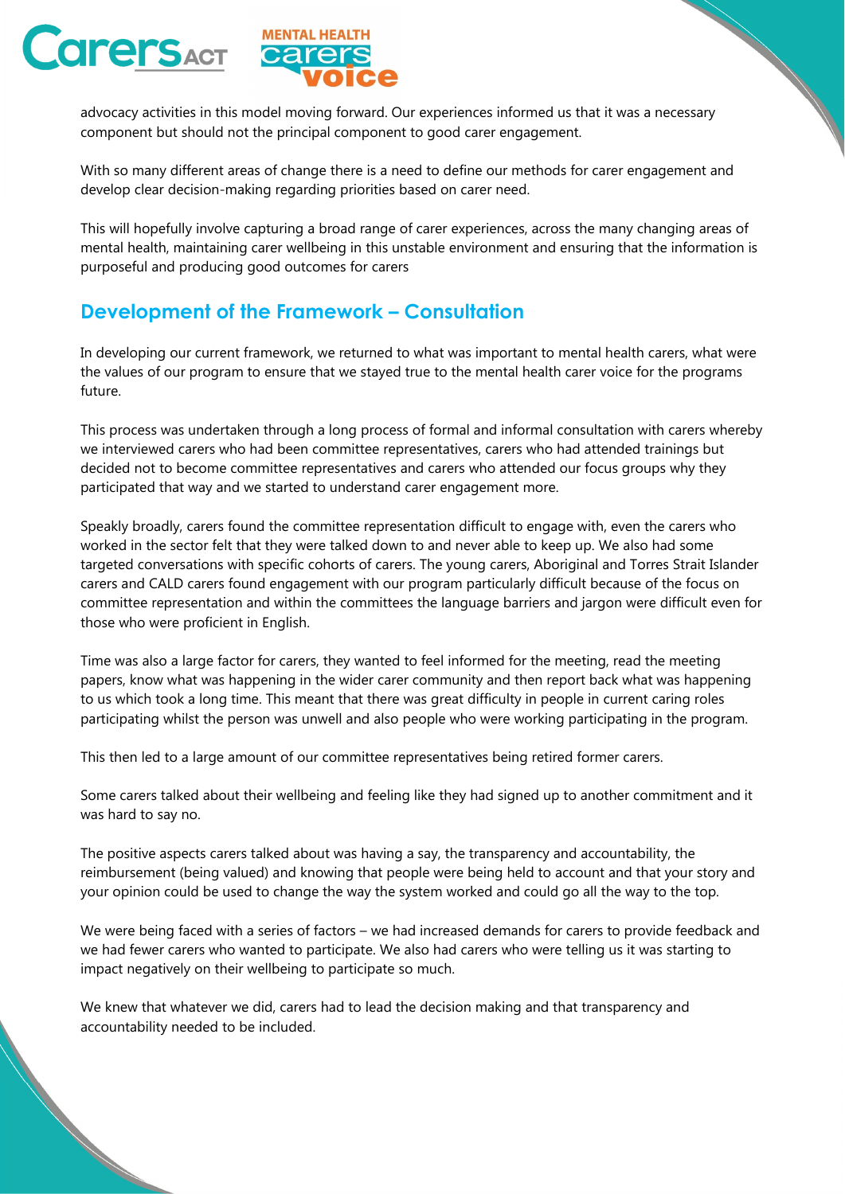advocacy activities in this model moving forward. Our experiences informed us that it was a necessary component but should not the principal component to good carer engagement.

With so many different areas of change there is a need to define our methods for carer engagement and develop clear decision-making regarding priorities based on carer need.

This will hopefully involve capturing a broad range of carer experiences, across the many changing areas of mental health, maintaining carer wellbeing in this unstable environment and ensuring that the information is purposeful and producing good outcomes for carers

## Development of the Framework – Consultation

In developing our current framework, we returned to what was important to mental health carers, what were the values of our program to ensure that we stayed true to the mental health carer voice for the programs future.

This process was undertaken through a long process of formal and informal consultation with carers whereby we interviewed carers who had been committee representatives, carers who had attended trainings but decided not to become committee representatives and carers who attended our focus groups why they participated that way and we started to understand carer engagement more.

Speakly broadly, carers found the committee representation difficult to engage with, even the carers who worked in the sector felt that they were talked down to and never able to keep up. We also had some targeted conversations with specific cohorts of carers. The young carers, Aboriginal and Torres Strait Islander carers and CALD carers found engagement with our program particularly difficult because of the focus on committee representation and within the committees the language barriers and jargon were difficult even for those who were proficient in English.

Time was also a large factor for carers, they wanted to feel informed for the meeting, read the meeting papers, know what was happening in the wider carer community and then report back what was happening to us which took a long time. This meant that there was great difficulty in people in current caring roles participating whilst the person was unwell and also people who were working participating in the program.

This then led to a large amount of our committee representatives being retired former carers.

Some carers talked about their wellbeing and feeling like they had signed up to another commitment and it was hard to say no.

The positive aspects carers talked about was having a say, the transparency and accountability, the reimbursement (being valued) and knowing that people were being held to account and that your story and your opinion could be used to change the way the system worked and could go all the way to the top.

We were being faced with a series of factors – we had increased demands for carers to provide feedback and we had fewer carers who wanted to participate. We also had carers who were telling us it was starting to impact negatively on their wellbeing to participate so much.

We knew that whatever we did, carers had to lead the decision making and that transparency and accountability needed to be included.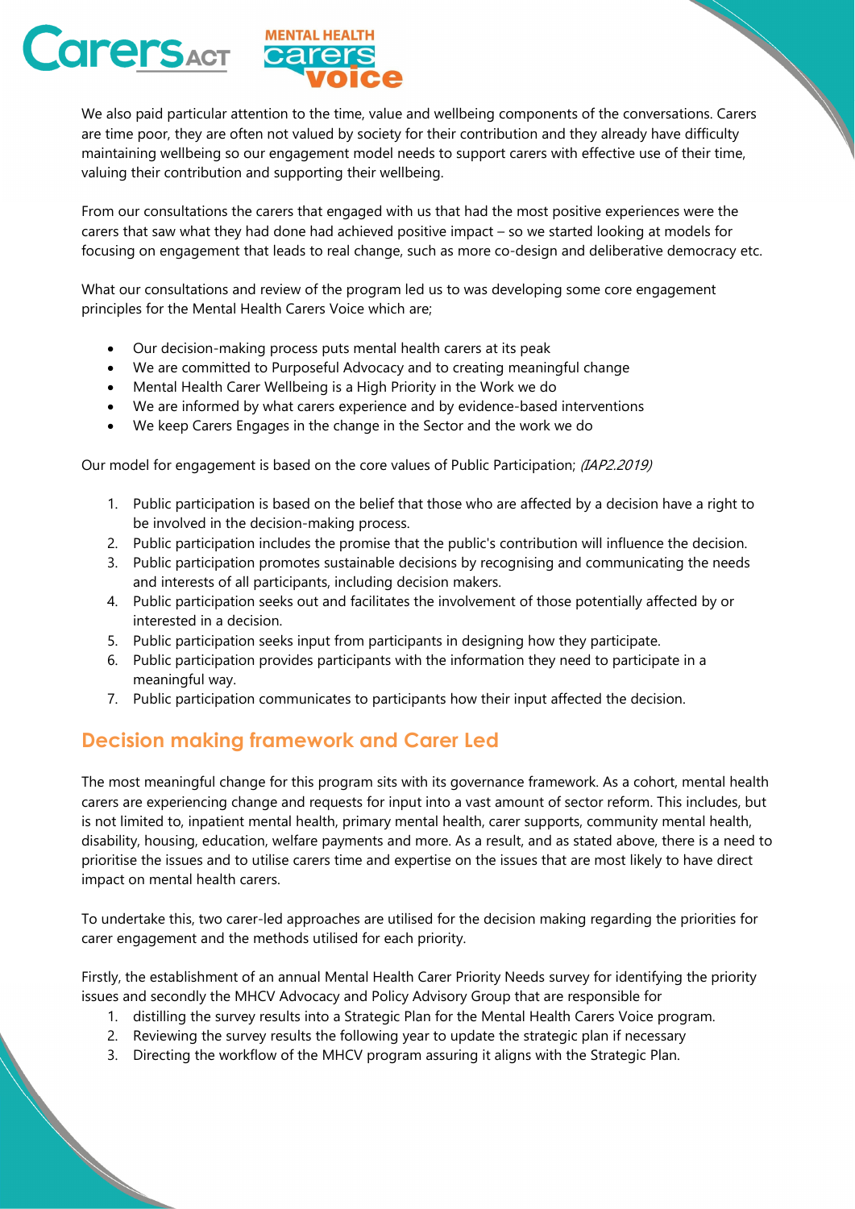We also paid particular attention to the time, value and wellbeing components of the conversations. Carers are time poor, they are often not valued by society for their contribution and they already have difficulty maintaining wellbeing so our engagement model needs to support carers with effective use of their time, valuing their contribution and supporting their wellbeing.

From our consultations the carers that engaged with us that had the most positive experiences were the carers that saw what they had done had achieved positive impact – so we started looking at models for focusing on engagement that leads to real change, such as more co-design and deliberative democracy etc.

What our consultations and review of the program led us to was developing some core engagement principles for the Mental Health Carers Voice which are;

- Our decision-making process puts mental health carers at its peak
- We are committed to Purposeful Advocacy and to creating meaningful change
- Mental Health Carer Wellbeing is a High Priority in the Work we do
- We are informed by what carers experience and by evidence-based interventions
- We keep Carers Engages in the change in the Sector and the work we do

Our model for engagement is based on the core values of Public Participation; *(IAP2.2019)*

1. Public participation is based on the belief that those who are affected by a decision have a right to be involved in the decision-making process.
2. Public participation includes the promise that the public's contribution will influence the decision.
3. Public participation promotes sustainable decisions by recognising and communicating the needs and interests of all participants, including decision makers.
4. Public participation seeks out and facilitates the involvement of those potentially affected by or interested in a decision.
5. Public participation seeks input from participants in designing how they participate.
6. Public participation provides participants with the information they need to participate in a meaningful way.
7. Public participation communicates to participants how their input affected the decision.

## Decision making framework and Carer Led

The most meaningful change for this program sits with its governance framework. As a cohort, mental health carers are experiencing change and requests for input into a vast amount of sector reform. This includes, but is not limited to, inpatient mental health, primary mental health, carer supports, community mental health, disability, housing, education, welfare payments and more. As a result, and as stated above, there is a need to prioritise the issues and to utilise carers time and expertise on the issues that are most likely to have direct impact on mental health carers.

To undertake this, two carer-led approaches are utilised for the decision making regarding the priorities for carer engagement and the methods utilised for each priority.

Firstly, the establishment of an annual Mental Health Carer Priority Needs survey for identifying the priority issues and secondly the MHCV Advocacy and Policy Advisory Group that are responsible for

1. distilling the survey results into a Strategic Plan for the Mental Health Carers Voice program.
2. Reviewing the survey results the following year to update the strategic plan if necessary
3. Directing the workflow of the MHCV program assuring it aligns with the Strategic Plan.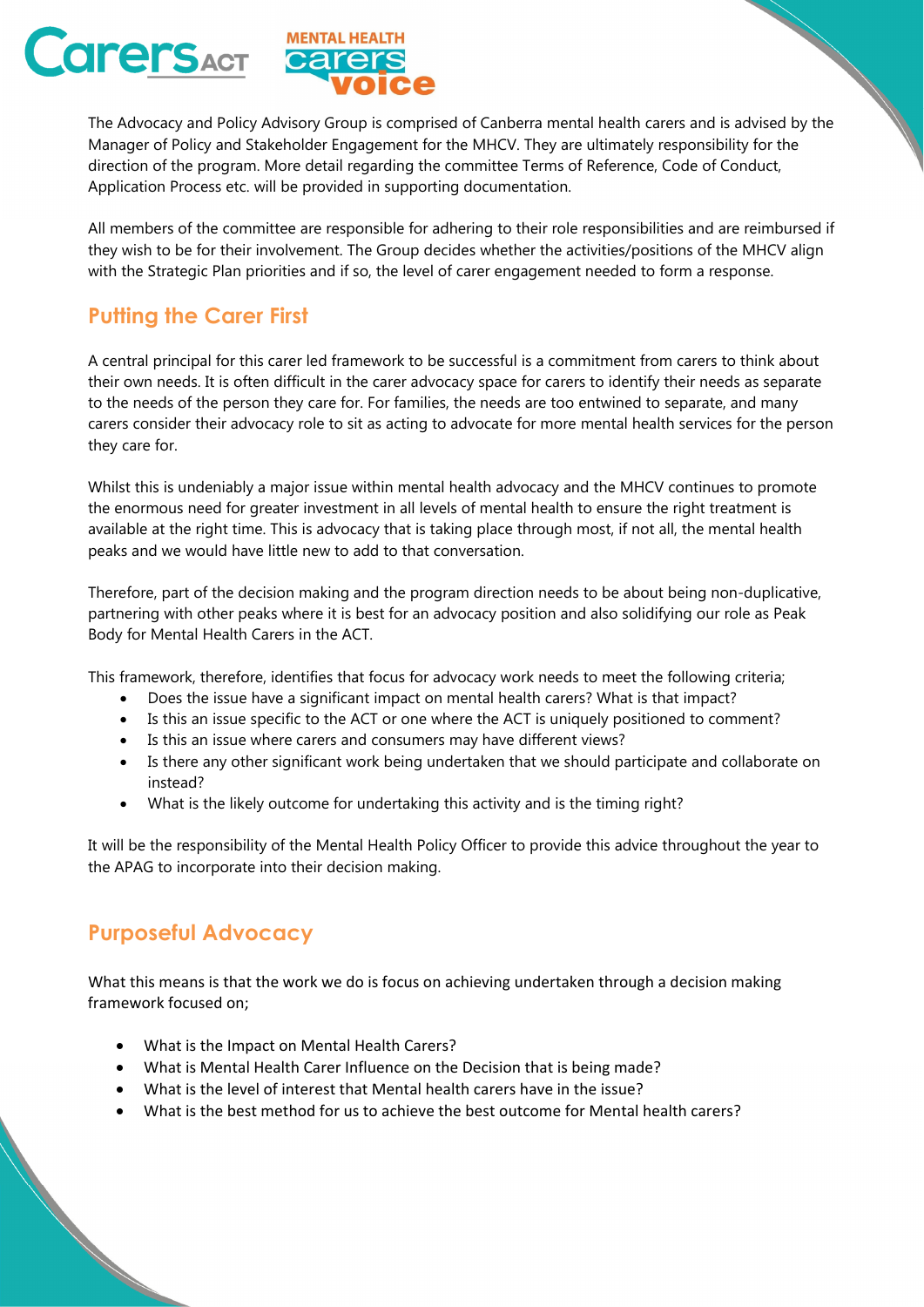The Advocacy and Policy Advisory Group is comprised of Canberra mental health carers and is advised by the Manager of Policy and Stakeholder Engagement for the MHCV. They are ultimately responsibility for the direction of the program. More detail regarding the committee Terms of Reference, Code of Conduct, Application Process etc. will be provided in supporting documentation.

All members of the committee are responsible for adhering to their role responsibilities and are reimbursed if they wish to be for their involvement. The Group decides whether the activities/positions of the MHCV align with the Strategic Plan priorities and if so, the level of carer engagement needed to form a response.

## Putting the Carer First

A central principal for this carer led framework to be successful is a commitment from carers to think about their own needs. It is often difficult in the carer advocacy space for carers to identify their needs as separate to the needs of the person they care for. For families, the needs are too entwined to separate, and many carers consider their advocacy role to sit as acting to advocate for more mental health services for the person they care for.

Whilst this is undeniably a major issue within mental health advocacy and the MHCV continues to promote the enormous need for greater investment in all levels of mental health to ensure the right treatment is available at the right time. This is advocacy that is taking place through most, if not all, the mental health peaks and we would have little new to add to that conversation.

Therefore, part of the decision making and the program direction needs to be about being non-duplicative, partnering with other peaks where it is best for an advocacy position and also solidifying our role as Peak Body for Mental Health Carers in the ACT.

This framework, therefore, identifies that focus for advocacy work needs to meet the following criteria;

- Does the issue have a significant impact on mental health carers? What is that impact?
- Is this an issue specific to the ACT or one where the ACT is uniquely positioned to comment?
- Is this an issue where carers and consumers may have different views?
- Is there any other significant work being undertaken that we should participate and collaborate on instead?
- What is the likely outcome for undertaking this activity and is the timing right?

It will be the responsibility of the Mental Health Policy Officer to provide this advice throughout the year to the APAG to incorporate into their decision making.

## Purposeful Advocacy

What this means is that the work we do is focus on achieving undertaken through a decision making framework focused on;

- What is the Impact on Mental Health Carers?
- What is Mental Health Carer Influence on the Decision that is being made?
- What is the level of interest that Mental health carers have in the issue?
- What is the best method for us to achieve the best outcome for Mental health carers?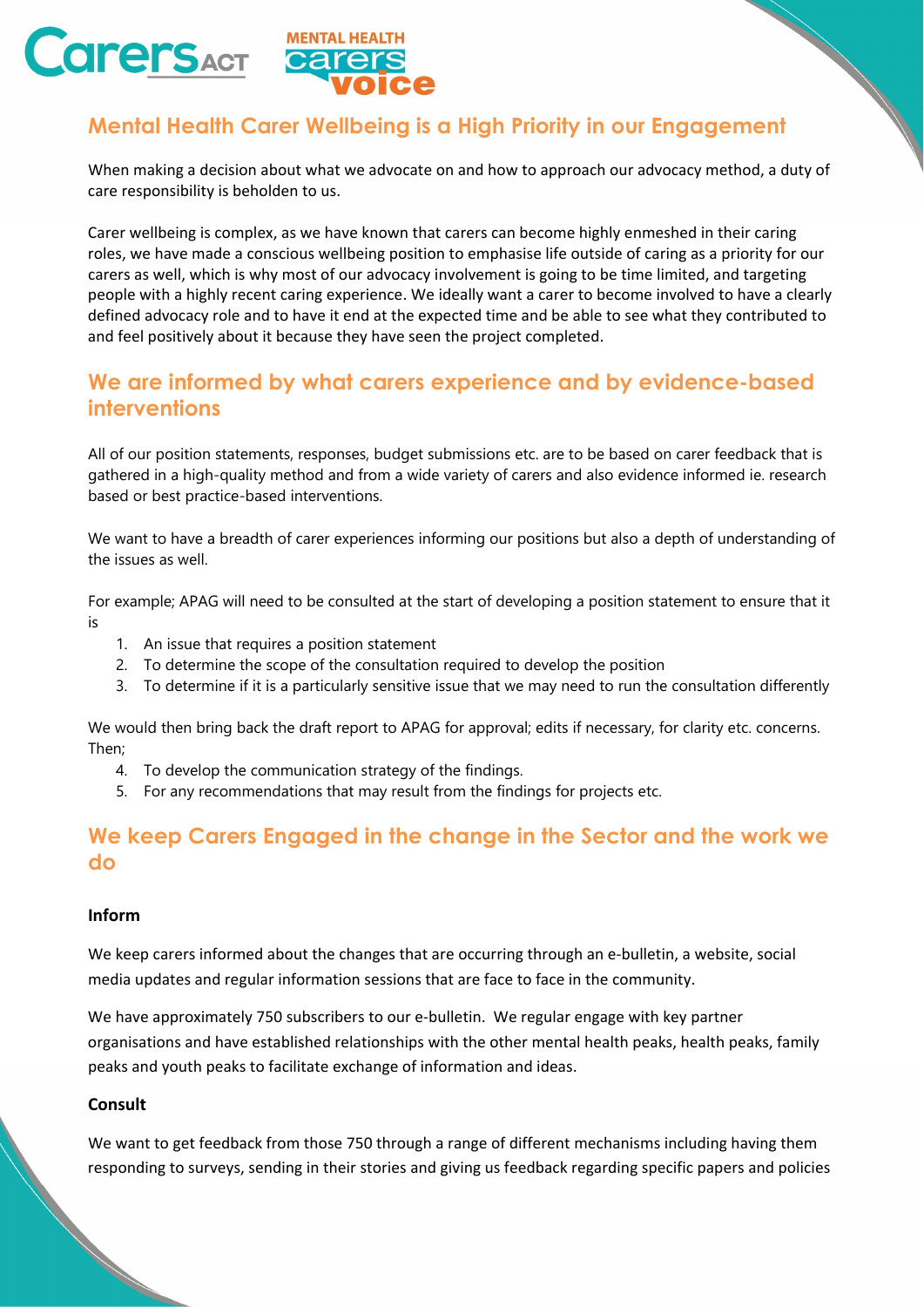## Mental Health Carer Wellbeing is a High Priority in our Engagement

When making a decision about what we advocate on and how to approach our advocacy method, a duty of care responsibility is beholden to us.

Carer wellbeing is complex, as we have known that carers can become highly enmeshed in their caring roles, we have made a conscious wellbeing position to emphasise life outside of caring as a priority for our carers as well, which is why most of our advocacy involvement is going to be time limited, and targeting people with a highly recent caring experience. We ideally want a carer to become involved to have a clearly defined advocacy role and to have it end at the expected time and be able to see what they contributed to and feel positively about it because they have seen the project completed.

## We are informed by what carers experience and by evidence-based interventions

All of our position statements, responses, budget submissions etc. are to be based on carer feedback that is gathered in a high-quality method and from a wide variety of carers and also evidence informed ie. research based or best practice-based interventions.

We want to have a breadth of carer experiences informing our positions but also a depth of understanding of the issues as well.

For example; APAG will need to be consulted at the start of developing a position statement to ensure that it is

1. An issue that requires a position statement
2. To determine the scope of the consultation required to develop the position
3. To determine if it is a particularly sensitive issue that we may need to run the consultation differently

We would then bring back the draft report to APAG for approval; edits if necessary, for clarity etc. concerns. Then;

4. To develop the communication strategy of the findings.
5. For any recommendations that may result from the findings for projects etc.

## We keep Carers Engaged in the change in the Sector and the work we do

### Inform

We keep carers informed about the changes that are occurring through an e-bulletin, a website, social media updates and regular information sessions that are face to face in the community.

We have approximately 750 subscribers to our e-bulletin. We regular engage with key partner organisations and have established relationships with the other mental health peaks, health peaks, family peaks and youth peaks to facilitate exchange of information and ideas.

### Consult

We want to get feedback from those 750 through a range of different mechanisms including having them responding to surveys, sending in their stories and giving us feedback regarding specific papers and policies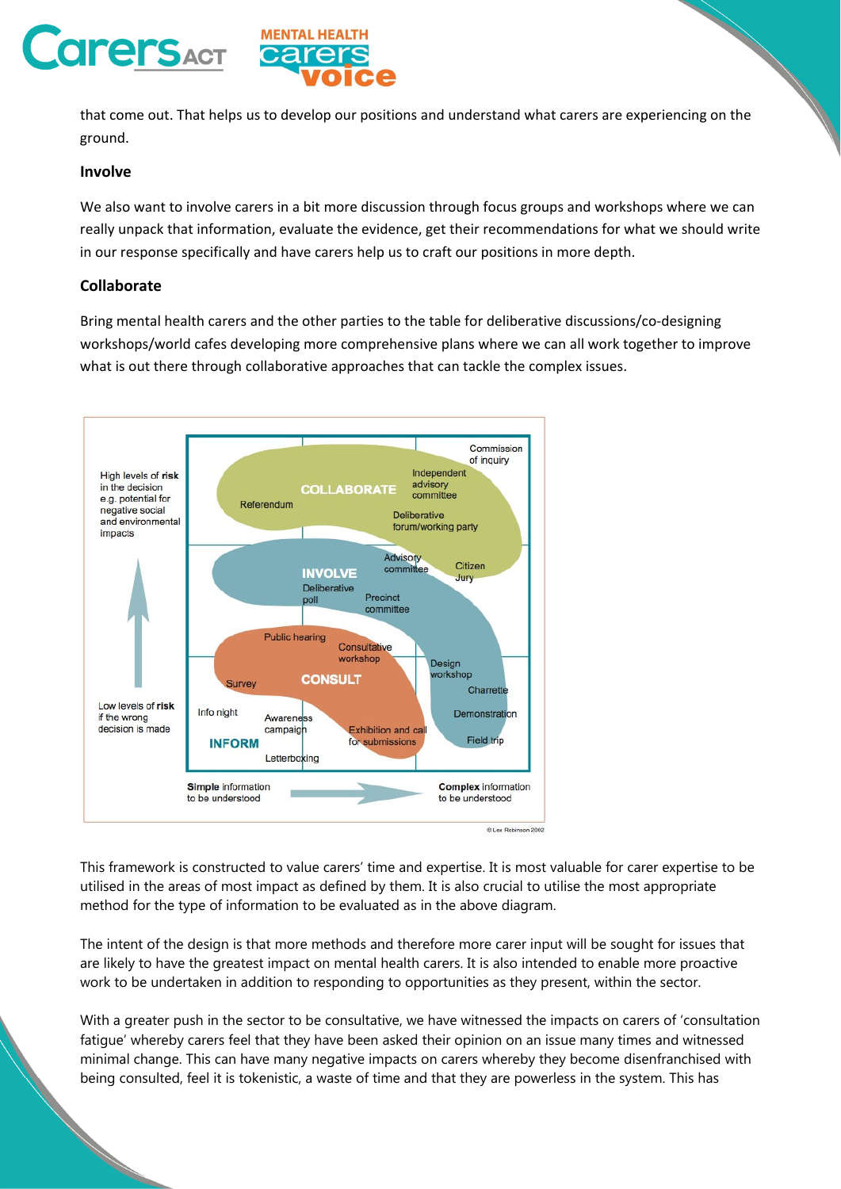that come out. That helps us to develop our positions and understand what carers are experiencing on the ground.

**Involve**

We also want to involve carers in a bit more discussion through focus groups and workshops where we can really unpack that information, evaluate the evidence, get their recommendations for what we should write in our response specifically and have carers help us to craft our positions in more depth.

**Collaborate**

Bring mental health carers and the other parties to the table for deliberative discussions/co-designing workshops/world cafes developing more comprehensive plans where we can all work together to improve what is out there through collaborative approaches that can tackle the complex issues.

This framework is constructed to value carers' time and expertise. It is most valuable for carer expertise to be utilised in the areas of most impact as defined by them. It is also crucial to utilise the most appropriate method for the type of information to be evaluated as in the above diagram.

The intent of the design is that more methods and therefore more carer input will be sought for issues that are likely to have the greatest impact on mental health carers. It is also intended to enable more proactive work to be undertaken in addition to responding to opportunities as they present, within the sector.

With a greater push in the sector to be consultative, we have witnessed the impacts on carers of 'consultation fatigue' whereby carers feel that they have been asked their opinion on an issue many times and witnessed minimal change. This can have many negative impacts on carers whereby they become disenfranchised with being consulted, feel it is tokenistic, a waste of time and that they are powerless in the system. This has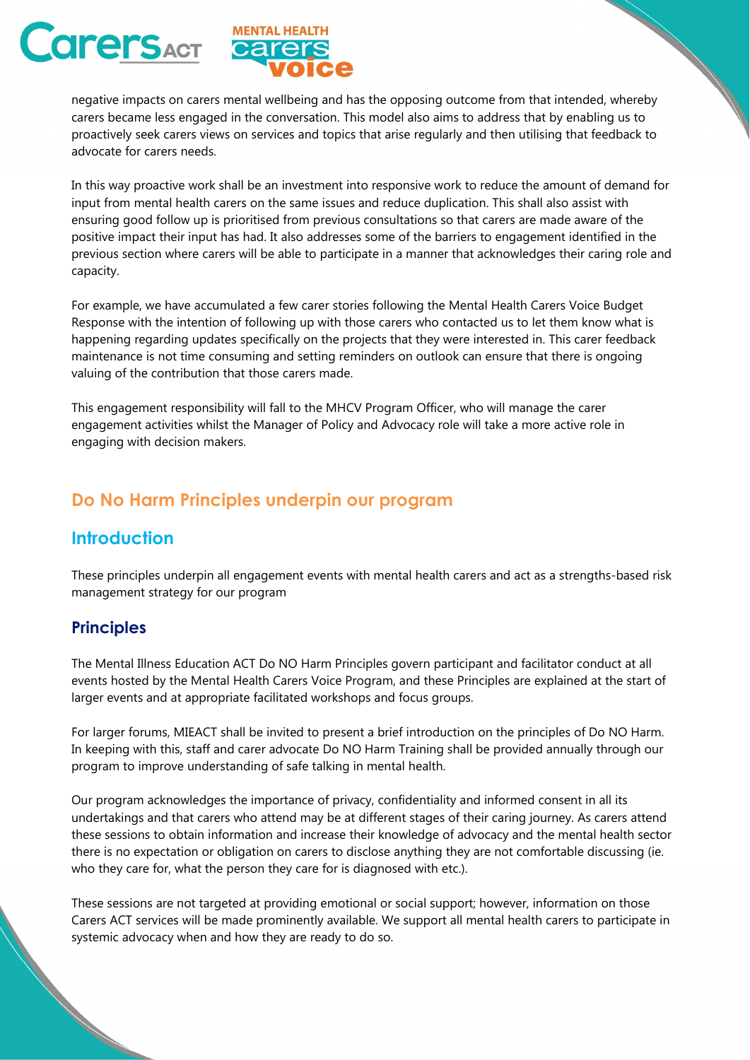negative impacts on carers mental wellbeing and has the opposing outcome from that intended, whereby carers became less engaged in the conversation. This model also aims to address that by enabling us to proactively seek carers views on services and topics that arise regularly and then utilising that feedback to advocate for carers needs.

In this way proactive work shall be an investment into responsive work to reduce the amount of demand for input from mental health carers on the same issues and reduce duplication. This shall also assist with ensuring good follow up is prioritised from previous consultations so that carers are made aware of the positive impact their input has had. It also addresses some of the barriers to engagement identified in the previous section where carers will be able to participate in a manner that acknowledges their caring role and capacity.

For example, we have accumulated a few carer stories following the Mental Health Carers Voice Budget Response with the intention of following up with those carers who contacted us to let them know what is happening regarding updates specifically on the projects that they were interested in. This carer feedback maintenance is not time consuming and setting reminders on outlook can ensure that there is ongoing valuing of the contribution that those carers made.

This engagement responsibility will fall to the MHCV Program Officer, who will manage the carer engagement activities whilst the Manager of Policy and Advocacy role will take a more active role in engaging with decision makers.

## Do No Harm Principles underpin our program

## Introduction

These principles underpin all engagement events with mental health carers and act as a strengths-based risk management strategy for our program

### Principles

The Mental Illness Education ACT Do NO Harm Principles govern participant and facilitator conduct at all events hosted by the Mental Health Carers Voice Program, and these Principles are explained at the start of larger events and at appropriate facilitated workshops and focus groups.

For larger forums, MIEACT shall be invited to present a brief introduction on the principles of Do NO Harm. In keeping with this, staff and carer advocate Do NO Harm Training shall be provided annually through our program to improve understanding of safe talking in mental health.

Our program acknowledges the importance of privacy, confidentiality and informed consent in all its undertakings and that carers who attend may be at different stages of their caring journey. As carers attend these sessions to obtain information and increase their knowledge of advocacy and the mental health sector there is no expectation or obligation on carers to disclose anything they are not comfortable discussing (ie. who they care for, what the person they care for is diagnosed with etc.).

These sessions are not targeted at providing emotional or social support; however, information on those Carers ACT services will be made prominently available. We support all mental health carers to participate in systemic advocacy when and how they are ready to do so.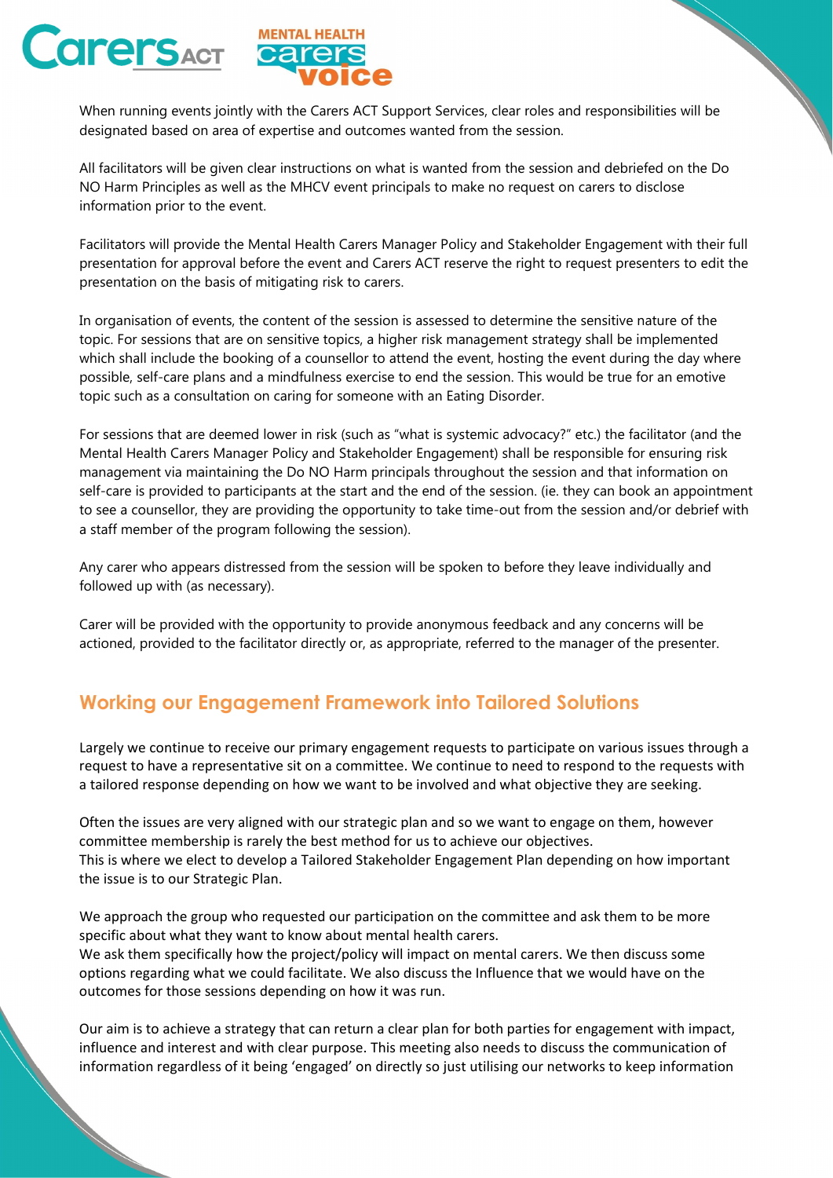When running events jointly with the Carers ACT Support Services, clear roles and responsibilities will be designated based on area of expertise and outcomes wanted from the session.

All facilitators will be given clear instructions on what is wanted from the session and debriefed on the Do NO Harm Principles as well as the MHCV event principals to make no request on carers to disclose information prior to the event.

Facilitators will provide the Mental Health Carers Manager Policy and Stakeholder Engagement with their full presentation for approval before the event and Carers ACT reserve the right to request presenters to edit the presentation on the basis of mitigating risk to carers.

In organisation of events, the content of the session is assessed to determine the sensitive nature of the topic. For sessions that are on sensitive topics, a higher risk management strategy shall be implemented which shall include the booking of a counsellor to attend the event, hosting the event during the day where possible, self-care plans and a mindfulness exercise to end the session. This would be true for an emotive topic such as a consultation on caring for someone with an Eating Disorder.

For sessions that are deemed lower in risk (such as "what is systemic advocacy?" etc.) the facilitator (and the Mental Health Carers Manager Policy and Stakeholder Engagement) shall be responsible for ensuring risk management via maintaining the Do NO Harm principals throughout the session and that information on self-care is provided to participants at the start and the end of the session. (ie. they can book an appointment to see a counsellor, they are providing the opportunity to take time-out from the session and/or debrief with a staff member of the program following the session).

Any carer who appears distressed from the session will be spoken to before they leave individually and followed up with (as necessary).

Carer will be provided with the opportunity to provide anonymous feedback and any concerns will be actioned, provided to the facilitator directly or, as appropriate, referred to the manager of the presenter.

## Working our Engagement Framework into Tailored Solutions

Largely we continue to receive our primary engagement requests to participate on various issues through a request to have a representative sit on a committee. We continue to need to respond to the requests with a tailored response depending on how we want to be involved and what objective they are seeking.

Often the issues are very aligned with our strategic plan and so we want to engage on them, however committee membership is rarely the best method for us to achieve our objectives.
This is where we elect to develop a Tailored Stakeholder Engagement Plan depending on how important the issue is to our Strategic Plan.

We approach the group who requested our participation on the committee and ask them to be more specific about what they want to know about mental health carers.
We ask them specifically how the project/policy will impact on mental carers. We then discuss some options regarding what we could facilitate. We also discuss the Influence that we would have on the outcomes for those sessions depending on how it was run.

Our aim is to achieve a strategy that can return a clear plan for both parties for engagement with impact, influence and interest and with clear purpose. This meeting also needs to discuss the communication of information regardless of it being 'engaged' on directly so just utilising our networks to keep information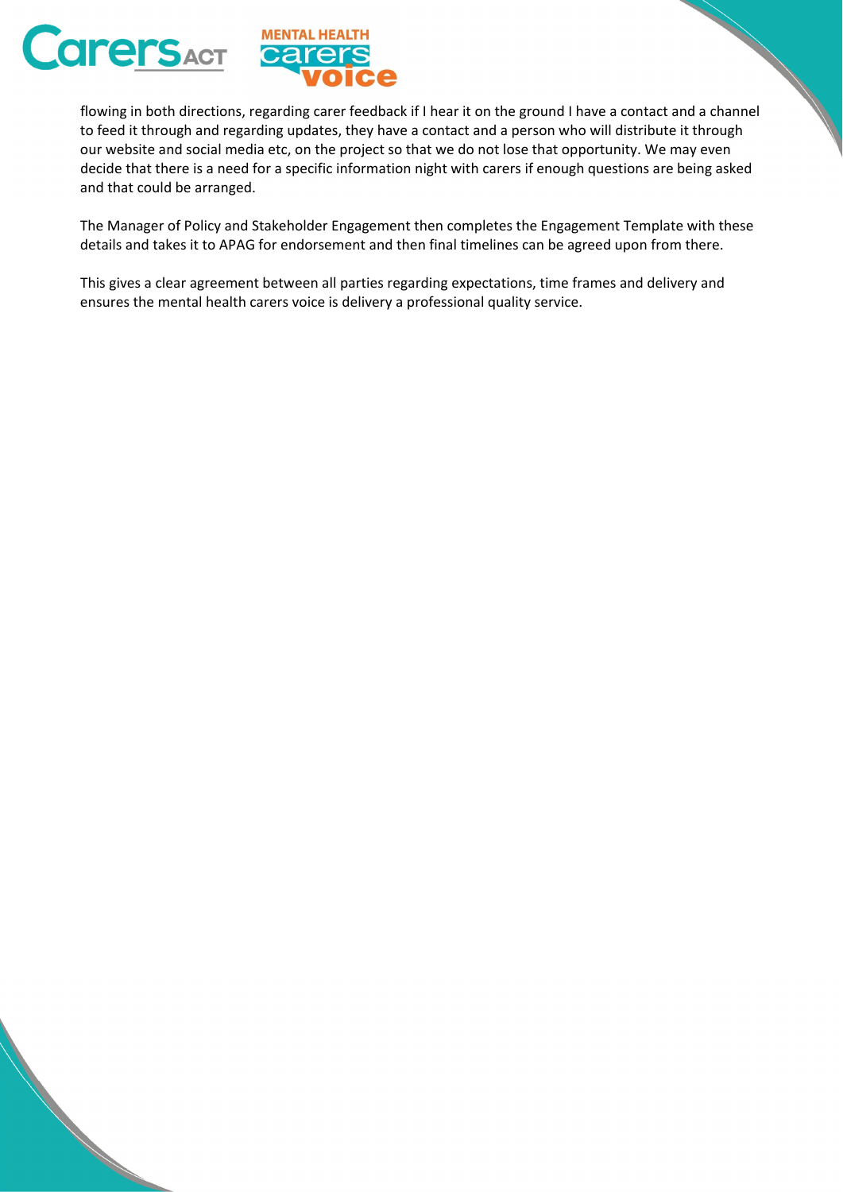flowing in both directions, regarding carer feedback if I hear it on the ground I have a contact and a channel to feed it through and regarding updates, they have a contact and a person who will distribute it through our website and social media etc, on the project so that we do not lose that opportunity. We may even decide that there is a need for a specific information night with carers if enough questions are being asked and that could be arranged.

The Manager of Policy and Stakeholder Engagement then completes the Engagement Template with these details and takes it to APAG for endorsement and then final timelines can be agreed upon from there.

This gives a clear agreement between all parties regarding expectations, time frames and delivery and ensures the mental health carers voice is delivery a professional quality service.